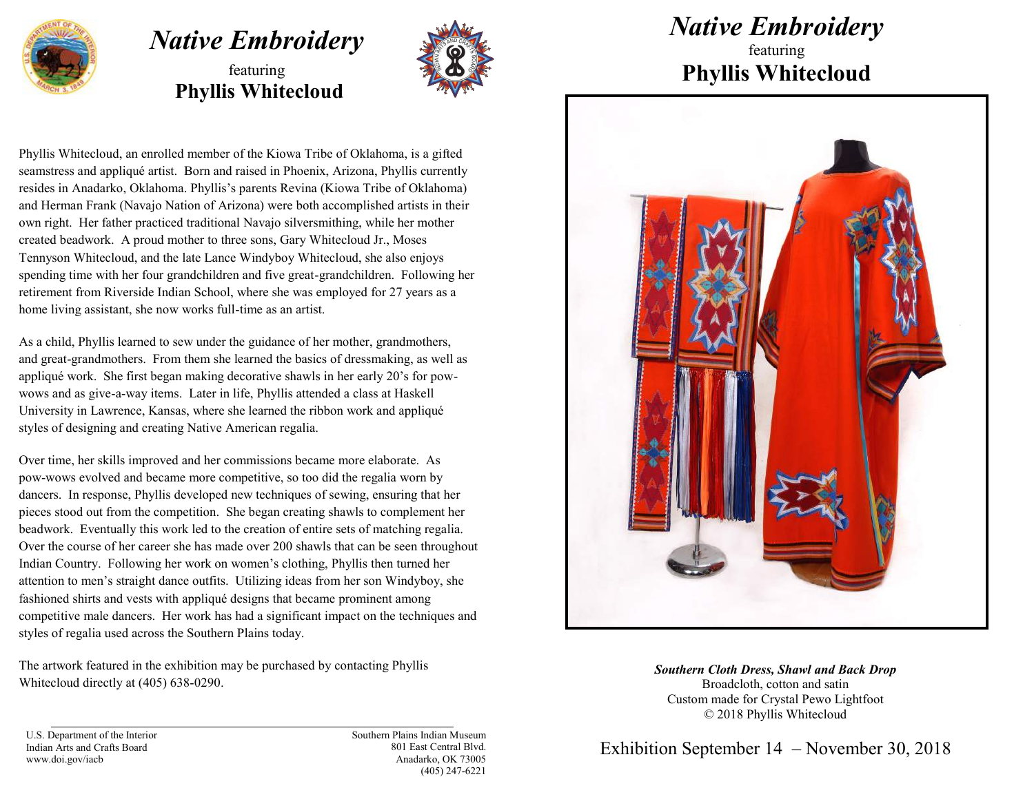# *Native Embroidery*

featuring

**Phyllis Whitecloud**

Phyllis Whitecloud, an enrolled member of the Kiowa Tribe of Oklahoma, is a gifted seamstress and appliqué artist. Born and raised in Phoenix, Arizona, Phyllis currently resides in Anadarko, Oklahoma. Phyllis's parents Revina (Kiowa Tribe of Oklahoma) and Herman Frank (Navajo Nation of Arizona) were both accomplished artists in their own right. Her father practiced traditional Navajo silversmithing, while her mother created beadwork. A proud mother to three sons, Gary Whitecloud Jr., Moses Tennyson Whitecloud, and the late Lance Windyboy Whitecloud, she also enjoys spending time with her four grandchildren and five great-grandchildren. Following her retirement from Riverside Indian School, where she was employed for 27 years as a home living assistant, she now works full-time as an artist.

As a child, Phyllis learned to sew under the guidance of her mother, grandmothers, and great-grandmothers. From them she learned the basics of dressmaking, as well as appliqué work. She first began making decorative shawls in her early 20's for pow-wows and as give-a-way items. Later in life, Phyllis attended a class at Haskell University in Lawrence, Kansas, where she learned the ribbon work and appliqué styles of designing and creating Native American regalia.

Over time, her skills improved and her commissions became more elaborate. As pow-wows evolved and became more competitive, so too did the regalia worn by dancers. In response, Phyllis developed new techniques of sewing, ensuring that her pieces stood out from the competition. She began creating shawls to complement her beadwork. Eventually this work led to the creation of entire sets of matching regalia. Over the course of her career she has made over 200 shawls that can be seen throughout Indian Country. Following her work on women's clothing, Phyllis then turned her attention to men's straight dance outfits. Utilizing ideas from her son Windyboy, she fashioned shirts and vests with appliqué designs that became prominent among competitive male dancers. Her work has had a significant impact on the techniques and styles of regalia used across the Southern Plains today.

The artwork featured in the exhibition may be purchased by contacting Phyllis Whitecloud directly at (405) 638-0290.

U.S. Department of the Interior
Indian Arts and Crafts Board
www.doi.gov/iacb

Southern Plains Indian Museum
801 East Central Blvd.
Anadarko, OK 73005
(405) 247-6221

# *Native Embroidery*

featuring

**Phyllis Whitecloud**

***Southern Cloth Dress, Shawl and Back Drop***
Broadcloth, cotton and satin
Custom made for Crystal Pewo Lightfoot
© 2018 Phyllis Whitecloud

Exhibition September 14 – November 30, 2018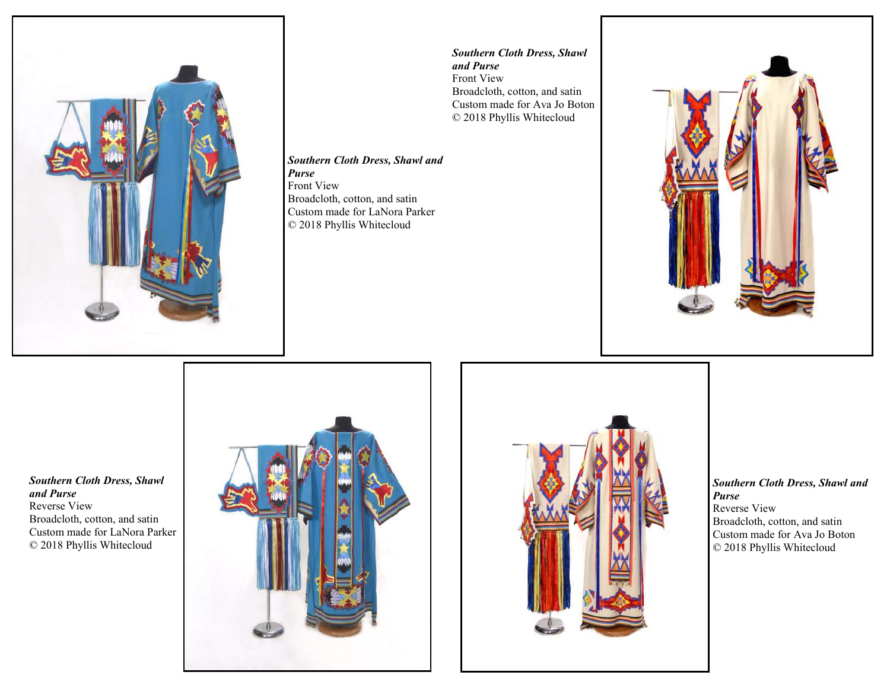***Southern Cloth Dress, Shawl and Purse***
Front View
Broadcloth, cotton, and satin
Custom made for LaNora Parker
© 2018 Phyllis Whitecloud

***Southern Cloth Dress, Shawl and Purse***
Front View
Broadcloth, cotton, and satin
Custom made for Ava Jo Boton
© 2018 Phyllis Whitecloud

***Southern Cloth Dress, Shawl and Purse***
Reverse View
Broadcloth, cotton, and satin
Custom made for LaNora Parker
© 2018 Phyllis Whitecloud

***Southern Cloth Dress, Shawl and Purse***
Reverse View
Broadcloth, cotton, and satin
Custom made for Ava Jo Boton
© 2018 Phyllis Whitecloud